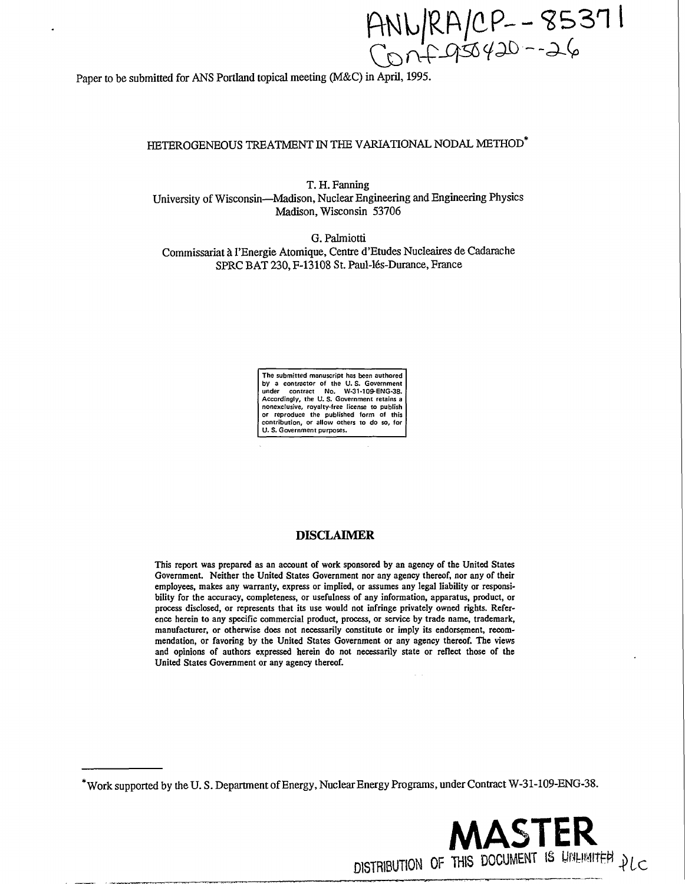ANL/RA/CP--85371
Conf-950420--26

Paper to be submitted for ANS Portland topical meeting (M&C) in April, 1995.

# HETEROGENEOUS TREATMENT IN THE VARIATIONAL NODAL METHOD*

T. H. Fanning
University of Wisconsin—Madison, Nuclear Engineering and Engineering Physics
Madison, Wisconsin 53706

G. Palmiotti
Commissariat à l'Energie Atomique, Centre d'Etudes Nucleaires de Cadarache
SPRC BAT 230, F-13108 St. Paul-lés-Durance, France

The submitted manuscript has been authored by a contractor of the U. S. Government under contract No. W-31-109-ENG-38. Accordingly, the U. S. Government retains a nonexclusive, royalty-free license to publish or reproduce the published form of this contribution, or allow others to do so, for U. S. Government purposes.

## DISCLAIMER

This report was prepared as an account of work sponsored by an agency of the United States Government. Neither the United States Government nor any agency thereof, nor any of their employees, makes any warranty, express or implied, or assumes any legal liability or responsibility for the accuracy, completeness, or usefulness of any information, apparatus, product, or process disclosed, or represents that its use would not infringe privately owned rights. Reference herein to any specific commercial product, process, or service by trade name, trademark, manufacturer, or otherwise does not necessarily constitute or imply its endorsement, recommendation, or favoring by the United States Government or any agency thereof. The views and opinions of authors expressed herein do not necessarily state or reflect those of the United States Government or any agency thereof.

*Work supported by the U. S. Department of Energy, Nuclear Energy Programs, under Contract W-31-109-ENG-38.

MASTER

DISTRIBUTION OF THIS DOCUMENT IS UNLIMITED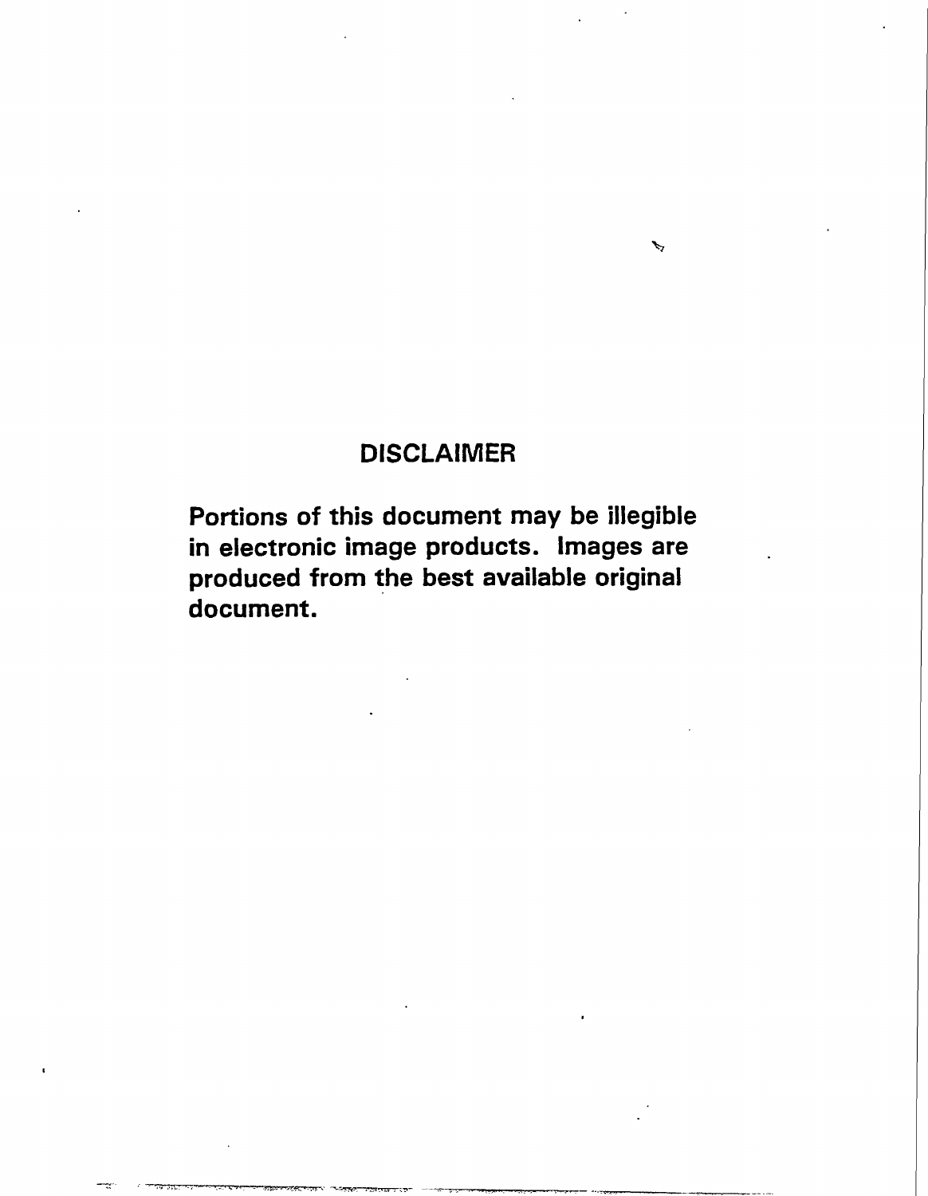# DISCLAIMER

**Portions of this document may be illegible in electronic image products. Images are produced from the best available original document.**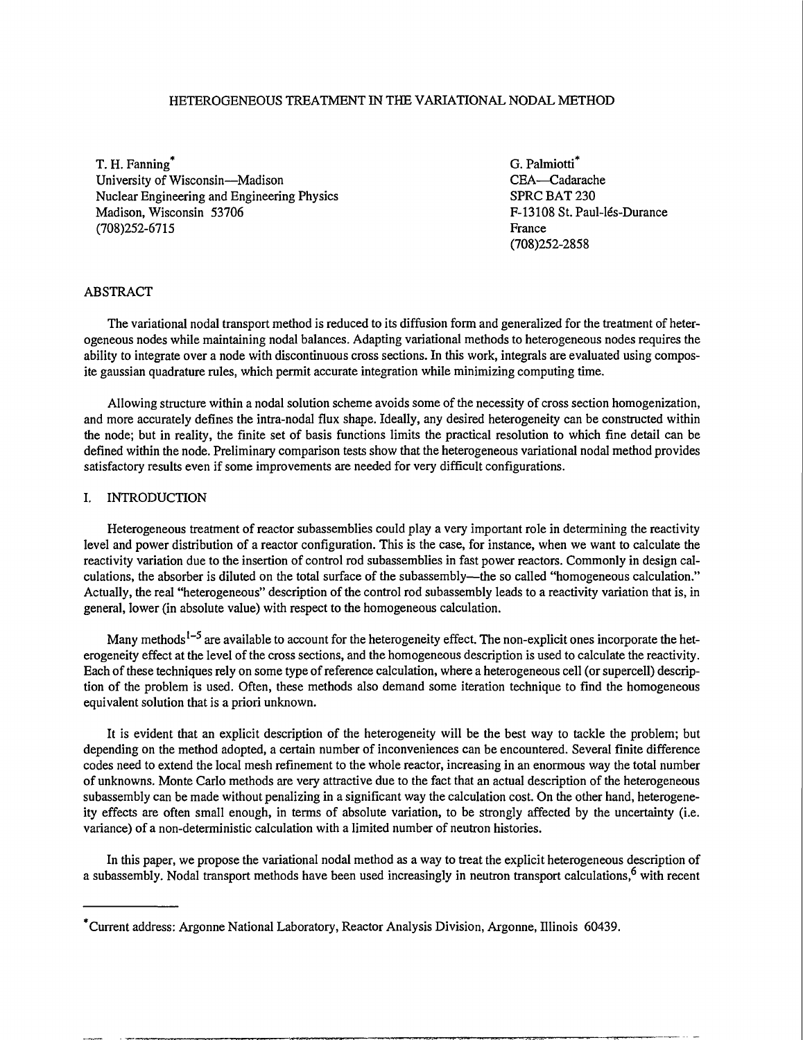# HETEROGENEOUS TREATMENT IN THE VARIATIONAL NODAL METHOD

T. H. Fanning*
University of Wisconsin—Madison
Nuclear Engineering and Engineering Physics
Madison, Wisconsin 53706
(708)252-6715

G. Palmiotti*
CEA—Cadarache
SPRC BAT 230
F-13108 St. Paul-lés-Durance
France
(708)252-2858

## ABSTRACT

The variational nodal transport method is reduced to its diffusion form and generalized for the treatment of heterogeneous nodes while maintaining nodal balances. Adapting variational methods to heterogeneous nodes requires the ability to integrate over a node with discontinuous cross sections. In this work, integrals are evaluated using composite gaussian quadrature rules, which permit accurate integration while minimizing computing time.

Allowing structure within a nodal solution scheme avoids some of the necessity of cross section homogenization, and more accurately defines the intra-nodal flux shape. Ideally, any desired heterogeneity can be constructed within the node; but in reality, the finite set of basis functions limits the practical resolution to which fine detail can be defined within the node. Preliminary comparison tests show that the heterogeneous variational nodal method provides satisfactory results even if some improvements are needed for very difficult configurations.

## I. INTRODUCTION

Heterogeneous treatment of reactor subassemblies could play a very important role in determining the reactivity level and power distribution of a reactor configuration. This is the case, for instance, when we want to calculate the reactivity variation due to the insertion of control rod subassemblies in fast power reactors. Commonly in design calculations, the absorber is diluted on the total surface of the subassembly—the so called "homogeneous calculation." Actually, the real "heterogeneous" description of the control rod subassembly leads to a reactivity variation that is, in general, lower (in absolute value) with respect to the homogeneous calculation.

Many methods[1–5] are available to account for the heterogeneity effect. The non-explicit ones incorporate the heterogeneity effect at the level of the cross sections, and the homogeneous description is used to calculate the reactivity. Each of these techniques rely on some type of reference calculation, where a heterogeneous cell (or supercell) description of the problem is used. Often, these methods also demand some iteration technique to find the homogeneous equivalent solution that is a priori unknown.

It is evident that an explicit description of the heterogeneity will be the best way to tackle the problem; but depending on the method adopted, a certain number of inconveniences can be encountered. Several finite difference codes need to extend the local mesh refinement to the whole reactor, increasing in an enormous way the total number of unknowns. Monte Carlo methods are very attractive due to the fact that an actual description of the heterogeneous subassembly can be made without penalizing in a significant way the calculation cost. On the other hand, heterogeneity effects are often small enough, in terms of absolute variation, to be strongly affected by the uncertainty (i.e. variance) of a non-deterministic calculation with a limited number of neutron histories.

In this paper, we propose the variational nodal method as a way to treat the explicit heterogeneous description of a subassembly. Nodal transport methods have been used increasingly in neutron transport calculations,[6] with recent

*Current address: Argonne National Laboratory, Reactor Analysis Division, Argonne, Illinois 60439.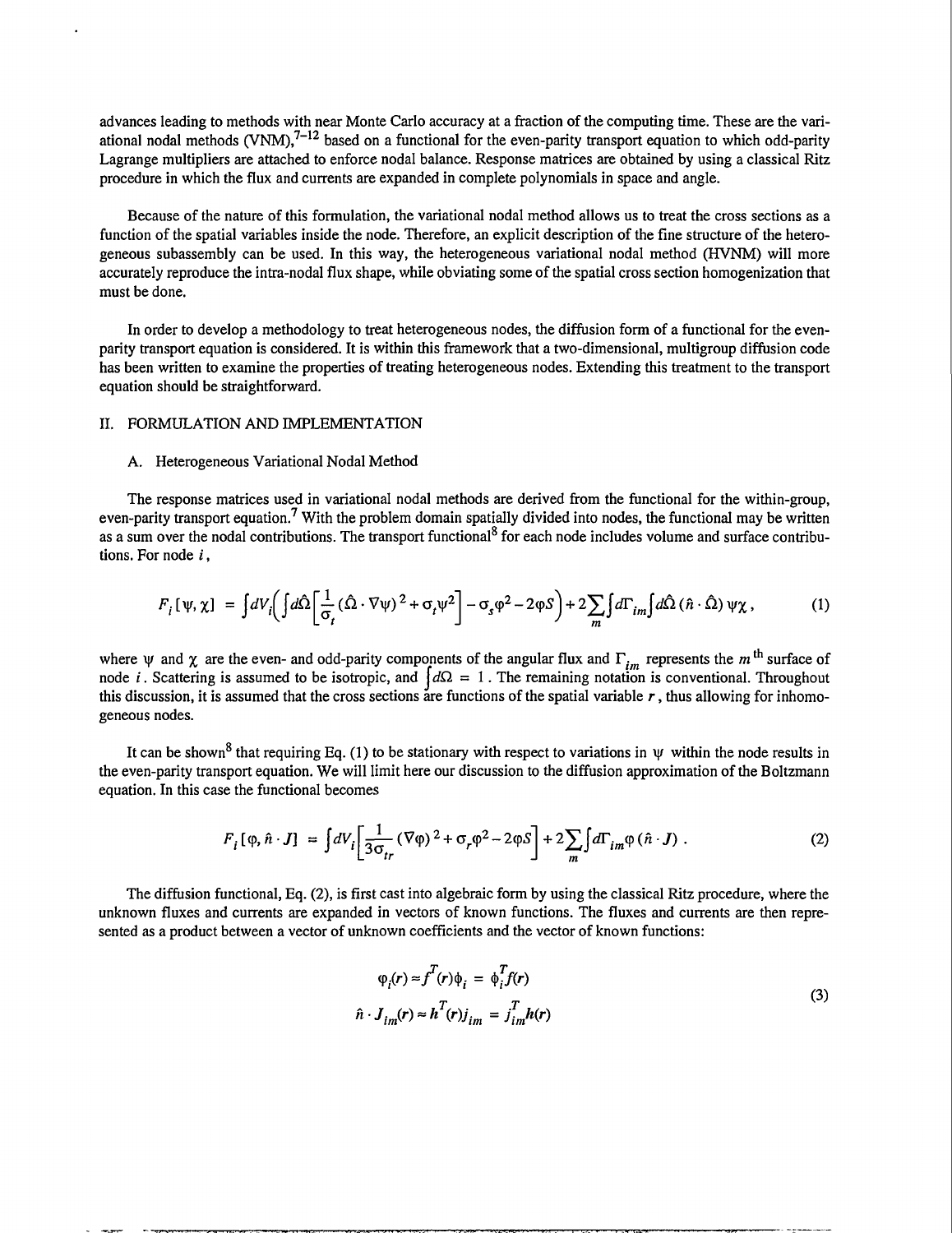advances leading to methods with near Monte Carlo accuracy at a fraction of the computing time. These are the variational nodal methods (VNM),[7–12] based on a functional for the even-parity transport equation to which odd-parity Lagrange multipliers are attached to enforce nodal balance. Response matrices are obtained by using a classical Ritz procedure in which the flux and currents are expanded in complete polynomials in space and angle.

Because of the nature of this formulation, the variational nodal method allows us to treat the cross sections as a function of the spatial variables inside the node. Therefore, an explicit description of the fine structure of the heterogeneous subassembly can be used. In this way, the heterogeneous variational nodal method (HVNM) will more accurately reproduce the intra-nodal flux shape, while obviating some of the spatial cross section homogenization that must be done.

In order to develop a methodology to treat heterogeneous nodes, the diffusion form of a functional for the even-parity transport equation is considered. It is within this framework that a two-dimensional, multigroup diffusion code has been written to examine the properties of treating heterogeneous nodes. Extending this treatment to the transport equation should be straightforward.

## II. FORMULATION AND IMPLEMENTATION

### A. Heterogeneous Variational Nodal Method

The response matrices used in variational nodal methods are derived from the functional for the within-group, even-parity transport equation.[7] With the problem domain spatially divided into nodes, the functional may be written as a sum over the nodal contributions. The transport functional[8] for each node includes volume and surface contributions. For node $i$,

$$F_i[\psi, \chi] = \int dV_i \left( \int d\hat{\Omega} \left[ \frac{1}{\sigma_t} (\hat{\Omega} \cdot \nabla \psi)^2 + \sigma_t \psi^2 \right] - \sigma_s \varphi^2 - 2\varphi S \right) + 2 \sum_m \int d\Gamma_{im} \int d\hat{\Omega} \, (\hat{n} \cdot \hat{\Omega}) \, \psi \chi \, , \tag{1}$$

where $\psi$ and $\chi$ are the even- and odd-parity components of the angular flux and $\Gamma_{im}$ represents the $m^{th}$ surface of node $i$. Scattering is assumed to be isotropic, and $\int d\Omega = 1$. The remaining notation is conventional. Throughout this discussion, it is assumed that the cross sections are functions of the spatial variable $r$, thus allowing for inhomogeneous nodes.

It can be shown[8] that requiring Eq. (1) to be stationary with respect to variations in $\psi$ within the node results in the even-parity transport equation. We will limit here our discussion to the diffusion approximation of the Boltzmann equation. In this case the functional becomes

$$F_i[\varphi, \hat{n} \cdot J] = \int dV_i \left[ \frac{1}{3\sigma_{tr}} (\nabla \varphi)^2 + \sigma_r \varphi^2 - 2\varphi S \right] + 2 \sum_m \int d\Gamma_{im} \varphi \, (\hat{n} \cdot J) \, . \tag{2}$$

The diffusion functional, Eq. (2), is first cast into algebraic form by using the classical Ritz procedure, where the unknown fluxes and currents are expanded in vectors of known functions. The fluxes and currents are then represented as a product between a vector of unknown coefficients and the vector of known functions:

$$\begin{aligned} \varphi_i(r) &\approx f^T(r) \phi_i = \phi_i^T f(r) \\ \hat{n} \cdot J_{im}(r) &\approx h^T(r) j_{im} = j_{im}^T h(r) \end{aligned} \tag{3}$$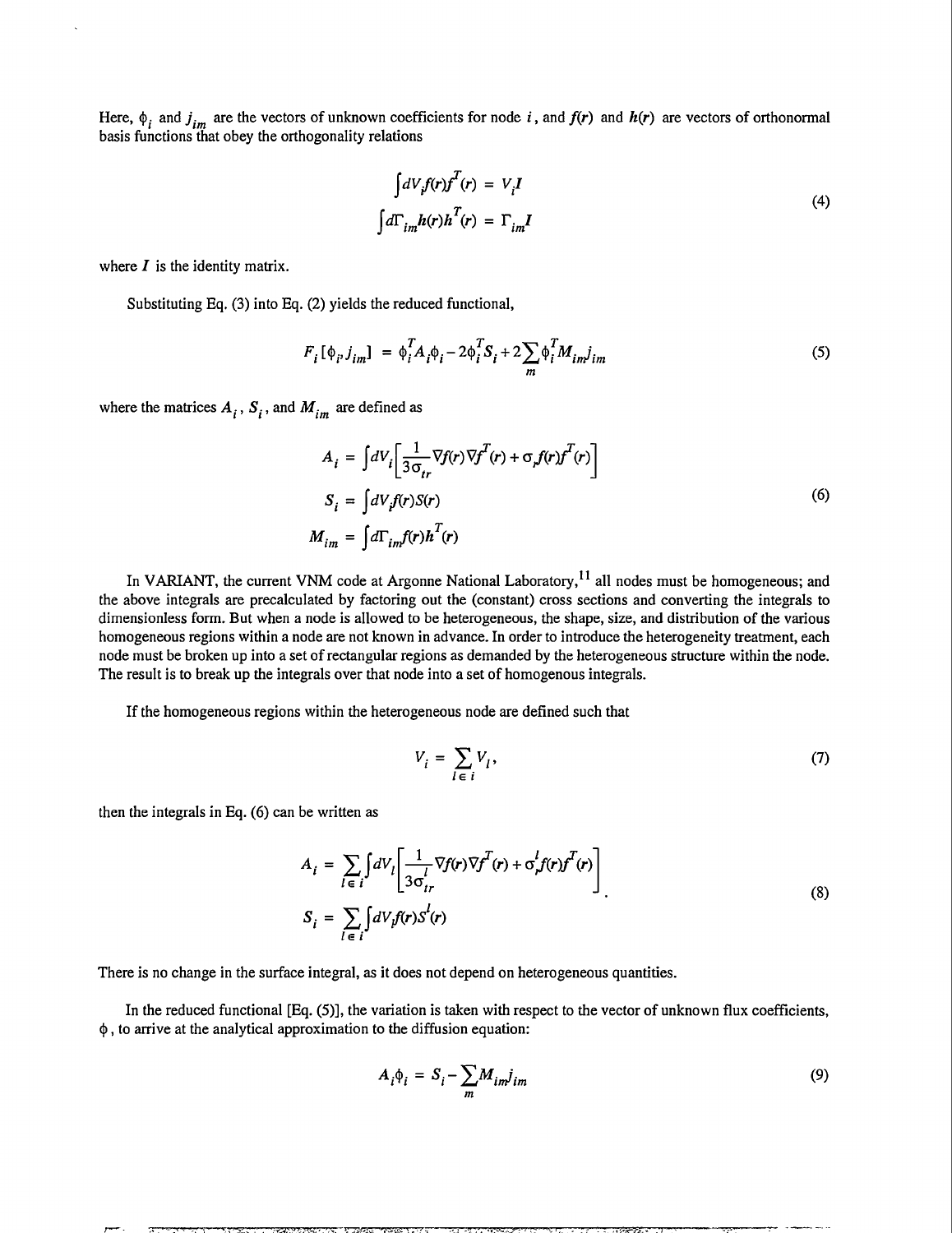Here, $\phi_i$ and $j_{im}$ are the vectors of unknown coefficients for node $i$, and $f(r)$ and $h(r)$ are vectors of orthonormal basis functions that obey the orthogonality relations

$$
\begin{aligned}
\int dV_i f(r) f^T(r) &= V_i I \\
\int d\Gamma_{im} h(r) h^T(r) &= \Gamma_{im} I
\end{aligned}
\tag{4}
$$

where $I$ is the identity matrix.

Substituting Eq. (3) into Eq. (2) yields the reduced functional,

$$
F_i[\phi_i, j_{im}] = \phi_i^T A_i \phi_i - 2\phi_i^T S_i + 2\sum_m \phi_i^T M_{im} j_{im}
\tag{5}
$$

where the matrices $A_i$, $S_i$, and $M_{im}$ are defined as

$$
\begin{aligned}
A_i &= \int dV_i \left[\frac{1}{3\sigma_{tr}} \nabla f(r) \nabla f^T(r) + \sigma_r f(r) f^T(r)\right] \\
S_i &= \int dV_i f(r) S(r) \\
M_{im} &= \int d\Gamma_{im} f(r) h^T(r)
\end{aligned}
\tag{6}
$$

In VARIANT, the current VNM code at Argonne National Laboratory,[11] all nodes must be homogeneous; and the above integrals are precalculated by factoring out the (constant) cross sections and converting the integrals to dimensionless form. But when a node is allowed to be heterogeneous, the shape, size, and distribution of the various homogeneous regions within a node are not known in advance. In order to introduce the heterogeneity treatment, each node must be broken up into a set of rectangular regions as demanded by the heterogeneous structure within the node. The result is to break up the integrals over that node into a set of homogenous integrals.

If the homogeneous regions within the heterogeneous node are defined such that

$$
V_i = \sum_{l \in i} V_l,
\tag{7}
$$

then the integrals in Eq. (6) can be written as

$$
\begin{aligned}
A_i &= \sum_{l \in i} \int dV_l \left[\frac{1}{3\sigma_{tr}^l} \nabla f(r) \nabla f^T(r) + \sigma_r^l f(r) f^T(r)\right] \\
S_i &= \sum_{l \in i} \int dV_l f(r) S^l(r)
\end{aligned}
\tag{8}
$$

There is no change in the surface integral, as it does not depend on heterogeneous quantities.

In the reduced functional [Eq. (5)], the variation is taken with respect to the vector of unknown flux coefficients, $\phi$, to arrive at the analytical approximation to the diffusion equation:

$$
A_i \phi_i = S_i - \sum_m M_{im} j_{im}
\tag{9}
$$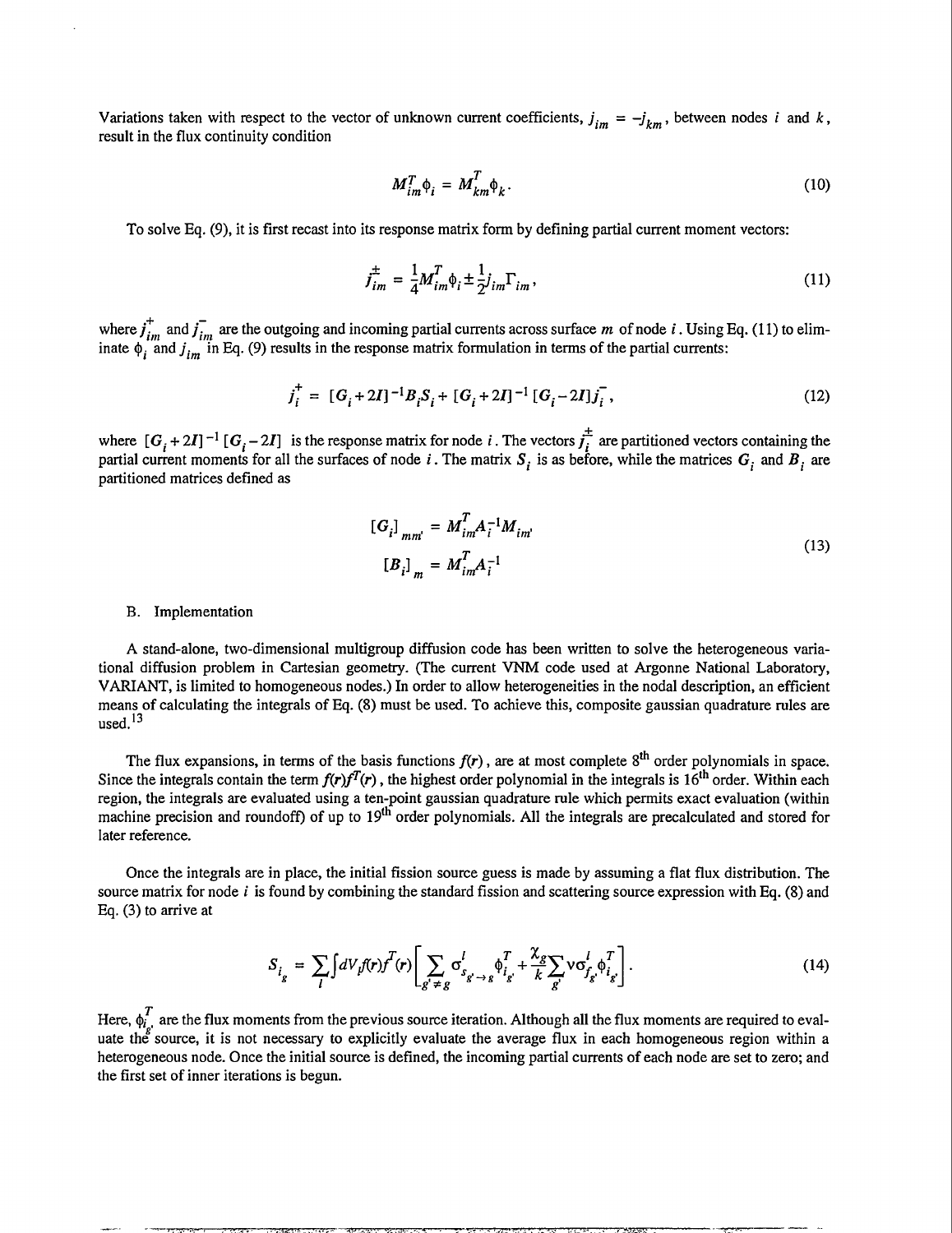Variations taken with respect to the vector of unknown current coefficients, $j_{im} = -j_{km}$, between nodes $i$ and $k$, result in the flux continuity condition

$$M_{im}^T \phi_i = M_{km}^T \phi_k. \tag{10}$$

To solve Eq. (9), it is first recast into its response matrix form by defining partial current moment vectors:

$$j_{im}^{\pm} = \frac{1}{4} M_{im}^T \phi_i \pm \frac{1}{2} j_{im} \Gamma_{im}, \tag{11}$$

where $j_{im}^+$ and $j_{im}^-$ are the outgoing and incoming partial currents across surface $m$ of node $i$. Using Eq. (11) to eliminate $\phi_i$ and $j_{im}$ in Eq. (9) results in the response matrix formulation in terms of the partial currents:

$$j_i^+ = [G_i + 2I]^{-1} B_i S_i + [G_i + 2I]^{-1} [G_i - 2I] j_i^-, \tag{12}$$

where $[G_i + 2I]^{-1}[G_i - 2I]$ is the response matrix for node $i$. The vectors $j_i^{\pm}$ are partitioned vectors containing the partial current moments for all the surfaces of node $i$. The matrix $S_i$ is as before, while the matrices $G_i$ and $B_i$ are partitioned matrices defined as

$$\begin{aligned} [G_i]_{mm'} &= M_{im}^T A_i^{-1} M_{im'} \\ [B_i]_m &= M_{im}^T A_i^{-1} \end{aligned} \tag{13}$$

B. Implementation

A stand-alone, two-dimensional multigroup diffusion code has been written to solve the heterogeneous variational diffusion problem in Cartesian geometry. (The current VNM code used at Argonne National Laboratory, VARIANT, is limited to homogeneous nodes.) In order to allow heterogeneities in the nodal description, an efficient means of calculating the integrals of Eq. (8) must be used. To achieve this, composite gaussian quadrature rules are used.[13]

The flux expansions, in terms of the basis functions $f(r)$, are at most complete $8^{th}$ order polynomials in space. Since the integrals contain the term $f(r)f^T(r)$, the highest order polynomial in the integrals is $16^{th}$ order. Within each region, the integrals are evaluated using a ten-point gaussian quadrature rule which permits exact evaluation (within machine precision and roundoff) of up to $19^{th}$ order polynomials. All the integrals are precalculated and stored for later reference.

Once the integrals are in place, the initial fission source guess is made by assuming a flat flux distribution. The source matrix for node $i$ is found by combining the standard fission and scattering source expression with Eq. (8) and Eq. (3) to arrive at

$$S_{i_g} = \sum_l \int dV_l f(r) f^T(r) \left[ \sum_{g' \neq g} \sigma_{s_{g' \to g}}^l \phi_{i_{g'}}^T + \frac{\chi_g}{k} \sum_{g'} \nu \sigma_{f_{g'}}^l \phi_{i_{g'}}^T \right]. \tag{14}$$

Here, $\phi_{i_{g'}}^T$ are the flux moments from the previous source iteration. Although all the flux moments are required to evaluate the source, it is not necessary to explicitly evaluate the average flux in each homogeneous region within a heterogeneous node. Once the initial source is defined, the incoming partial currents of each node are set to zero; and the first set of inner iterations is begun.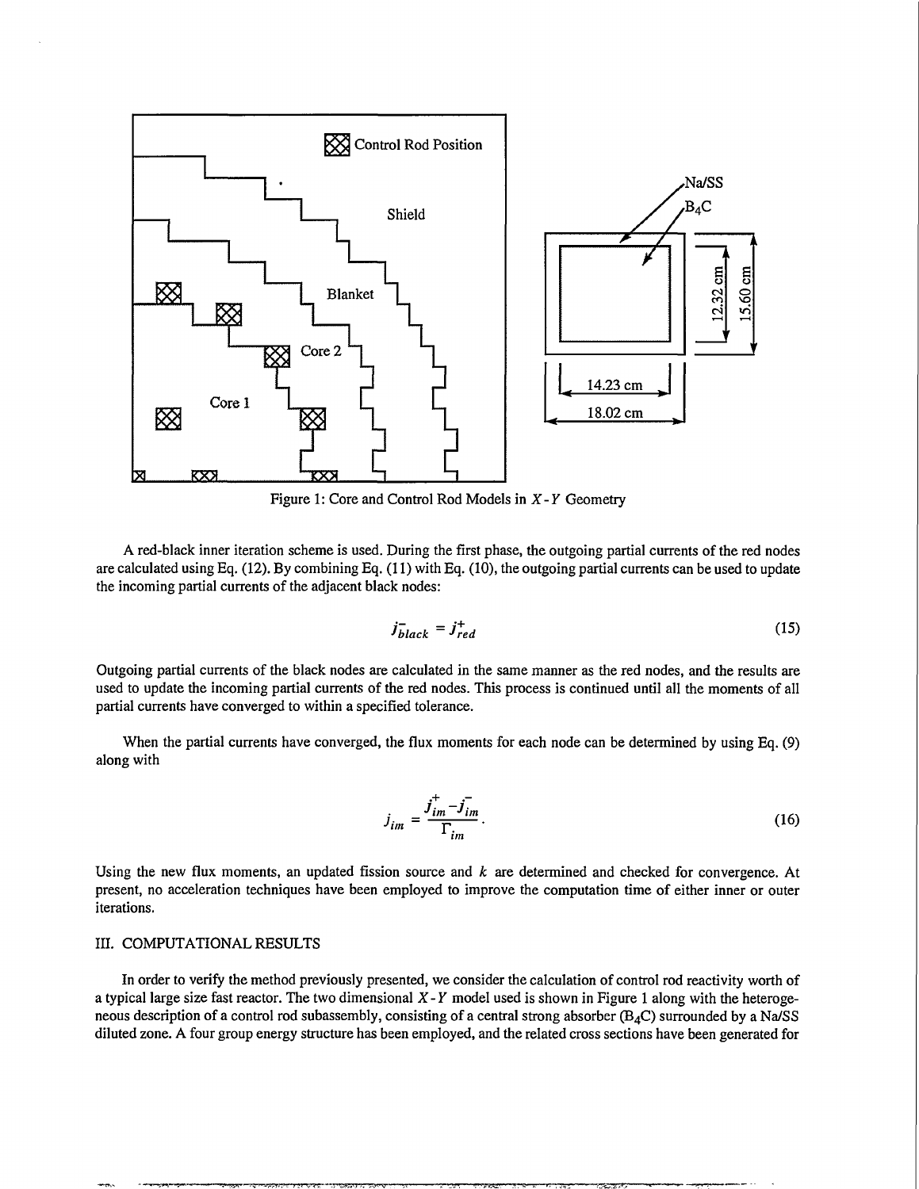Figure 1: Core and Control Rod Models in $X$-$Y$ Geometry

A red-black inner iteration scheme is used. During the first phase, the outgoing partial currents of the red nodes are calculated using Eq. (12). By combining Eq. (11) with Eq. (10), the outgoing partial currents can be used to update the incoming partial currents of the adjacent black nodes:

$$j^{-}_{black} = j^{+}_{red} \tag{15}$$

Outgoing partial currents of the black nodes are calculated in the same manner as the red nodes, and the results are used to update the incoming partial currents of the red nodes. This process is continued until all the moments of all partial currents have converged to within a specified tolerance.

When the partial currents have converged, the flux moments for each node can be determined by using Eq. (9) along with

$$j_{im} = \frac{j^{+}_{im} - j^{-}_{im}}{\Gamma_{im}}. \tag{16}$$

Using the new flux moments, an updated fission source and $k$ are determined and checked for convergence. At present, no acceleration techniques have been employed to improve the computation time of either inner or outer iterations.

## III. COMPUTATIONAL RESULTS

In order to verify the method previously presented, we consider the calculation of control rod reactivity worth of a typical large size fast reactor. The two dimensional $X$-$Y$ model used is shown in Figure 1 along with the heterogeneous description of a control rod subassembly, consisting of a central strong absorber ($B_4C$) surrounded by a Na/SS diluted zone. A four group energy structure has been employed, and the related cross sections have been generated for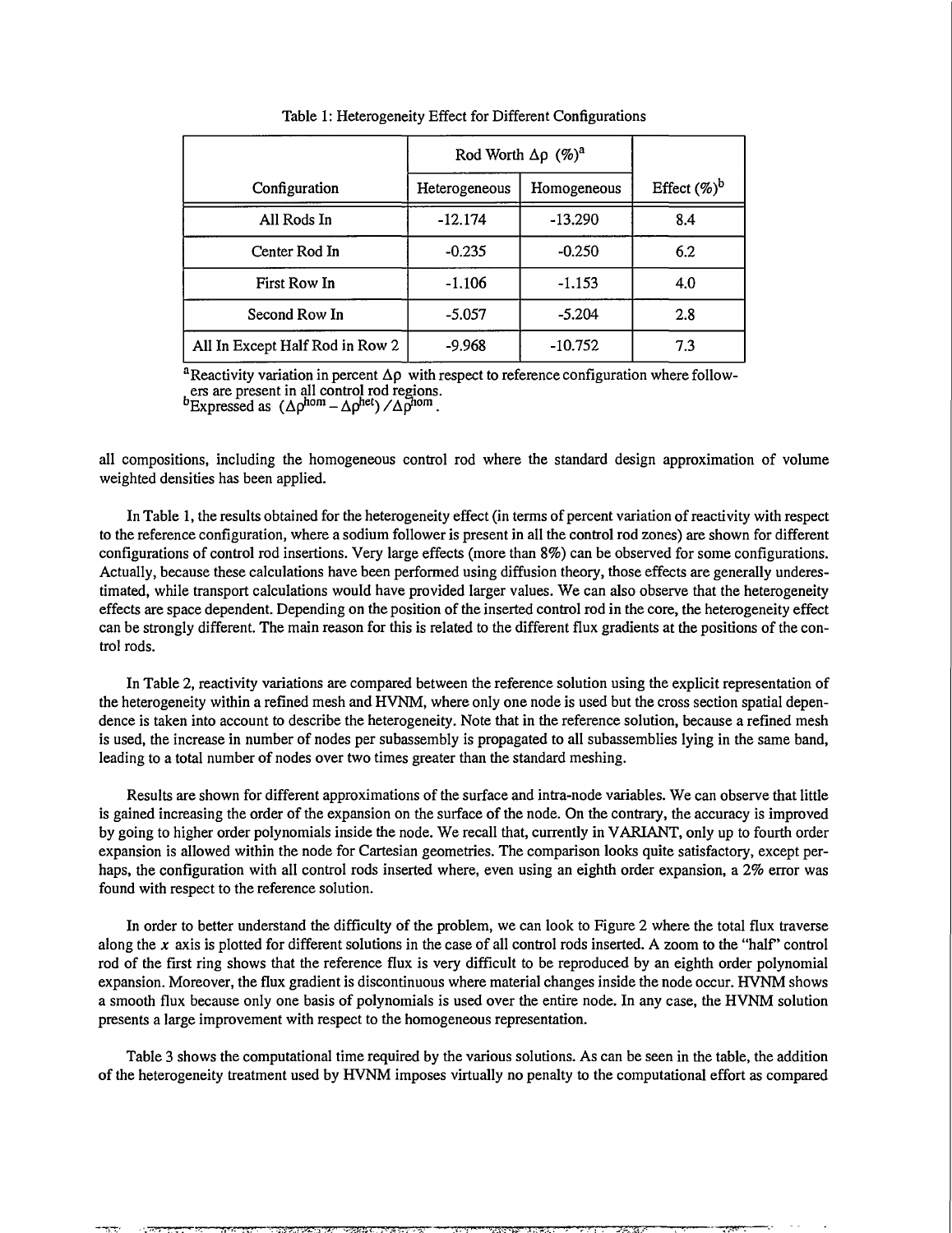Table 1: Heterogeneity Effect for Different Configurations

| Configuration | Rod Worth $\Delta\rho$ (%)[a] | | Effect (%)[b] |
|---|---|---|---|
| | Heterogeneous | Homogeneous | |
| All Rods In | -12.174 | -13.290 | 8.4 |
| Center Rod In | -0.235 | -0.250 | 6.2 |
| First Row In | -1.106 | -1.153 | 4.0 |
| Second Row In | -5.057 | -5.204 | 2.8 |
| All In Except Half Rod in Row 2 | -9.968 | -10.752 | 7.3 |

[a]Reactivity variation in percent $\Delta\rho$ with respect to reference configuration where followers are present in all control rod regions.
[b]Expressed as $(\Delta\rho^{hom} - \Delta\rho^{het}) / \Delta\rho^{hom}$.

all compositions, including the homogeneous control rod where the standard design approximation of volume weighted densities has been applied.

In Table 1, the results obtained for the heterogeneity effect (in terms of percent variation of reactivity with respect to the reference configuration, where a sodium follower is present in all the control rod zones) are shown for different configurations of control rod insertions. Very large effects (more than 8%) can be observed for some configurations. Actually, because these calculations have been performed using diffusion theory, those effects are generally underestimated, while transport calculations would have provided larger values. We can also observe that the heterogeneity effects are space dependent. Depending on the position of the inserted control rod in the core, the heterogeneity effect can be strongly different. The main reason for this is related to the different flux gradients at the positions of the control rods.

In Table 2, reactivity variations are compared between the reference solution using the explicit representation of the heterogeneity within a refined mesh and HVNM, where only one node is used but the cross section spatial dependence is taken into account to describe the heterogeneity. Note that in the reference solution, because a refined mesh is used, the increase in number of nodes per subassembly is propagated to all subassemblies lying in the same band, leading to a total number of nodes over two times greater than the standard meshing.

Results are shown for different approximations of the surface and intra-node variables. We can observe that little is gained increasing the order of the expansion on the surface of the node. On the contrary, the accuracy is improved by going to higher order polynomials inside the node. We recall that, currently in VARIANT, only up to fourth order expansion is allowed within the node for Cartesian geometries. The comparison looks quite satisfactory, except perhaps, the configuration with all control rods inserted where, even using an eighth order expansion, a 2% error was found with respect to the reference solution.

In order to better understand the difficulty of the problem, we can look to Figure 2 where the total flux traverse along the $x$ axis is plotted for different solutions in the case of all control rods inserted. A zoom to the "half" control rod of the first ring shows that the reference flux is very difficult to be reproduced by an eighth order polynomial expansion. Moreover, the flux gradient is discontinuous where material changes inside the node occur. HVNM shows a smooth flux because only one basis of polynomials is used over the entire node. In any case, the HVNM solution presents a large improvement with respect to the homogeneous representation.

Table 3 shows the computational time required by the various solutions. As can be seen in the table, the addition of the heterogeneity treatment used by HVNM imposes virtually no penalty to the computational effort as compared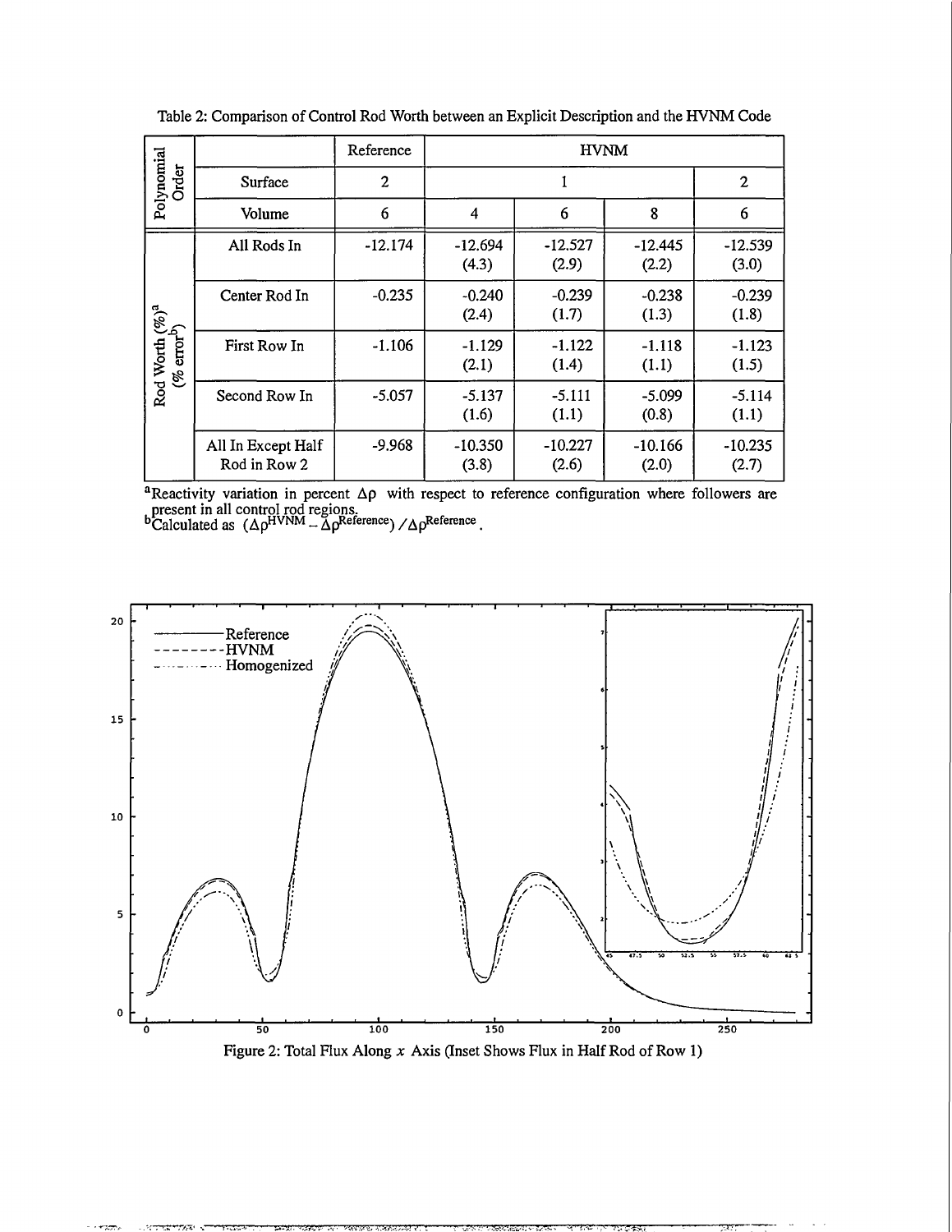Table 2: Comparison of Control Rod Worth between an Explicit Description and the HVNM Code

| Polynomial Order | | Reference | HVNM | | | |
|---|---|---|---|---|---|---|
| | Surface | 2 | 1 | | | 2 |
| | Volume | 6 | 4 | 6 | 8 | 6 |
| Rod Worth (%)[a] (% error[b]) | All Rods In | -12.174 | -12.694 (4.3) | -12.527 (2.9) | -12.445 (2.2) | -12.539 (3.0) |
| | Center Rod In | -0.235 | -0.240 (2.4) | -0.239 (1.7) | -0.238 (1.3) | -0.239 (1.8) |
| | First Row In | -1.106 | -1.129 (2.1) | -1.122 (1.4) | -1.118 (1.1) | -1.123 (1.5) |
| | Second Row In | -5.057 | -5.137 (1.6) | -5.111 (1.1) | -5.099 (0.8) | -5.114 (1.1) |
| | All In Except Half Rod in Row 2 | -9.968 | -10.350 (3.8) | -10.227 (2.6) | -10.166 (2.0) | -10.235 (2.7) |

[a]Reactivity variation in percent $\Delta\rho$ with respect to reference configuration where followers are present in all control rod regions.
[b]Calculated as $(\Delta\rho^{HVNM} - \Delta\rho^{Reference}) / \Delta\rho^{Reference}$.

Figure 2: Total Flux Along $x$ Axis (Inset Shows Flux in Half Rod of Row 1)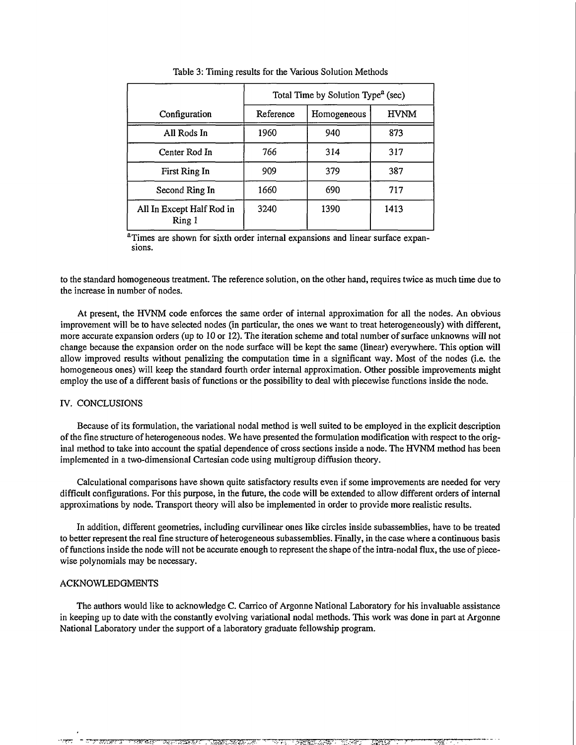Table 3: Timing results for the Various Solution Methods

| Configuration | Total Time by Solution Type[a] (sec) | | |
|---|---|---|---|
| | Reference | Homogeneous | HVNM |
| All Rods In | 1960 | 940 | 873 |
| Center Rod In | 766 | 314 | 317 |
| First Ring In | 909 | 379 | 387 |
| Second Ring In | 1660 | 690 | 717 |
| All In Except Half Rod in Ring 1 | 3240 | 1390 | 1413 |

[a]Times are shown for sixth order internal expansions and linear surface expansions.

to the standard homogeneous treatment. The reference solution, on the other hand, requires twice as much time due to the increase in number of nodes.

At present, the HVNM code enforces the same order of internal approximation for all the nodes. An obvious improvement will be to have selected nodes (in particular, the ones we want to treat heterogeneously) with different, more accurate expansion orders (up to 10 or 12). The iteration scheme and total number of surface unknowns will not change because the expansion order on the node surface will be kept the same (linear) everywhere. This option will allow improved results without penalizing the computation time in a significant way. Most of the nodes (i.e. the homogeneous ones) will keep the standard fourth order internal approximation. Other possible improvements might employ the use of a different basis of functions or the possibility to deal with piecewise functions inside the node.

## IV. CONCLUSIONS

Because of its formulation, the variational nodal method is well suited to be employed in the explicit description of the fine structure of heterogeneous nodes. We have presented the formulation modification with respect to the original method to take into account the spatial dependence of cross sections inside a node. The HVNM method has been implemented in a two-dimensional Cartesian code using multigroup diffusion theory.

Calculational comparisons have shown quite satisfactory results even if some improvements are needed for very difficult configurations. For this purpose, in the future, the code will be extended to allow different orders of internal approximations by node. Transport theory will also be implemented in order to provide more realistic results.

In addition, different geometries, including curvilinear ones like circles inside subassemblies, have to be treated to better represent the real fine structure of heterogeneous subassemblies. Finally, in the case where a continuous basis of functions inside the node will not be accurate enough to represent the shape of the intra-nodal flux, the use of piecewise polynomials may be necessary.

## ACKNOWLEDGMENTS

The authors would like to acknowledge C. Carrico of Argonne National Laboratory for his invaluable assistance in keeping up to date with the constantly evolving variational nodal methods. This work was done in part at Argonne National Laboratory under the support of a laboratory graduate fellowship program.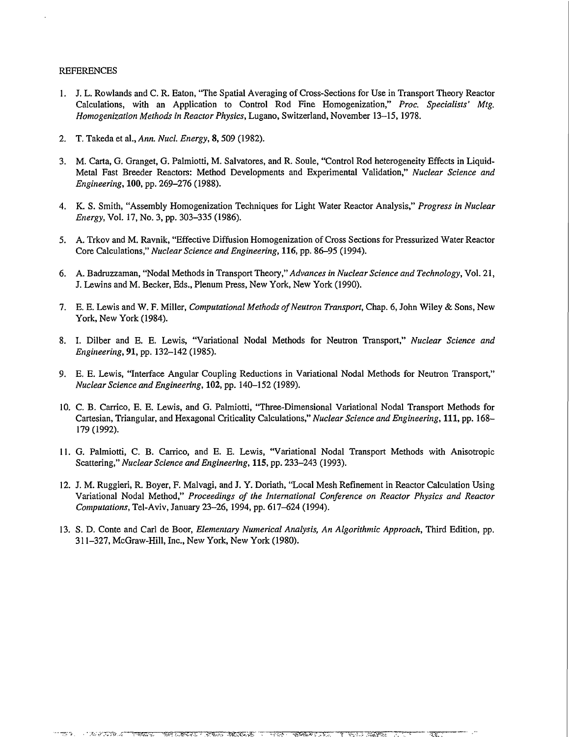## REFERENCES

1. J. L. Rowlands and C. R. Eaton, "The Spatial Averaging of Cross-Sections for Use in Transport Theory Reactor Calculations, with an Application to Control Rod Fine Homogenization," *Proc. Specialists' Mtg. Homogenization Methods in Reactor Physics*, Lugano, Switzerland, November 13–15, 1978.

2. T. Takeda et al., *Ann. Nucl. Energy*, **8**, 509 (1982).

3. M. Carta, G. Granget, G. Palmiotti, M. Salvatores, and R. Soule, "Control Rod heterogeneity Effects in Liquid-Metal Fast Breeder Reactors: Method Developments and Experimental Validation," *Nuclear Science and Engineering*, **100**, pp. 269–276 (1988).

4. K. S. Smith, "Assembly Homogenization Techniques for Light Water Reactor Analysis," *Progress in Nuclear Energy*, Vol. 17, No. 3, pp. 303–335 (1986).

5. A. Trkov and M. Ravnik, "Effective Diffusion Homogenization of Cross Sections for Pressurized Water Reactor Core Calculations," *Nuclear Science and Engineering*, **116**, pp. 86–95 (1994).

6. A. Badruzzaman, "Nodal Methods in Transport Theory," *Advances in Nuclear Science and Technology*, Vol. 21, J. Lewins and M. Becker, Eds., Plenum Press, New York, New York (1990).

7. E. E. Lewis and W. F. Miller, *Computational Methods of Neutron Transport*, Chap. 6, John Wiley & Sons, New York, New York (1984).

8. I. Dilber and E. E. Lewis, "Variational Nodal Methods for Neutron Transport," *Nuclear Science and Engineering*, **91**, pp. 132–142 (1985).

9. E. E. Lewis, "Interface Angular Coupling Reductions in Variational Nodal Methods for Neutron Transport," *Nuclear Science and Engineering*, **102**, pp. 140–152 (1989).

10. C. B. Carrico, E. E. Lewis, and G. Palmiotti, "Three-Dimensional Variational Nodal Transport Methods for Cartesian, Triangular, and Hexagonal Criticality Calculations," *Nuclear Science and Engineering*, **111**, pp. 168–179 (1992).

11. G. Palmiotti, C. B. Carrico, and E. E. Lewis, "Variational Nodal Transport Methods with Anisotropic Scattering," *Nuclear Science and Engineering*, **115**, pp. 233–243 (1993).

12. J. M. Ruggieri, R. Boyer, F. Malvagi, and J. Y. Doriath, "Local Mesh Refinement in Reactor Calculation Using Variational Nodal Method," *Proceedings of the International Conference on Reactor Physics and Reactor Computations*, Tel-Aviv, January 23–26, 1994, pp. 617–624 (1994).

13. S. D. Conte and Carl de Boor, *Elementary Numerical Analysis, An Algorithmic Approach*, Third Edition, pp. 311–327, McGraw-Hill, Inc., New York, New York (1980).